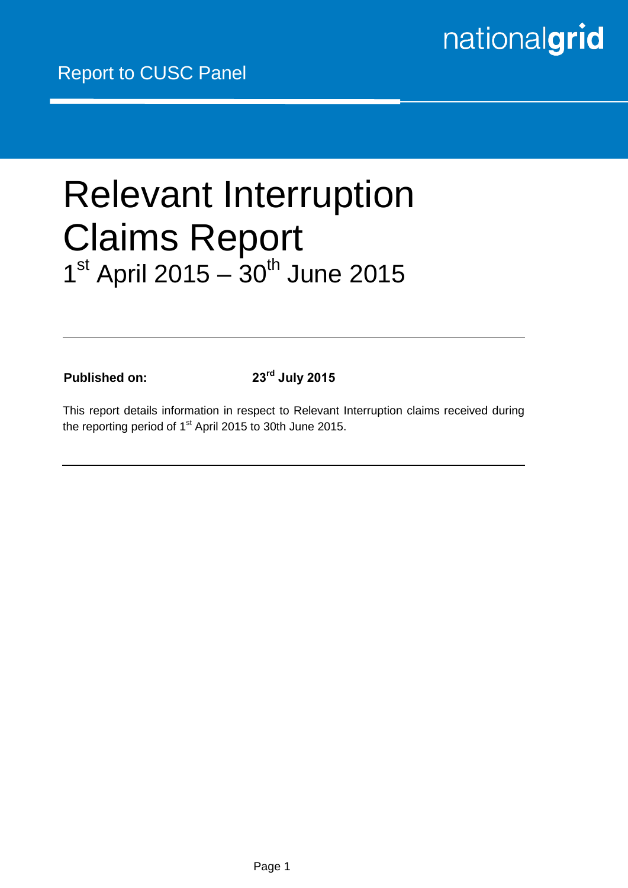nationalgrid

Report to CUSC Panel

# Relevant Interruption Claims Report

## 1st April 2015 – 30th June 2015

---

**Published on:** **23rd July 2015**

This report details information in respect to Relevant Interruption claims received during the reporting period of 1st April 2015 to 30th June 2015.

---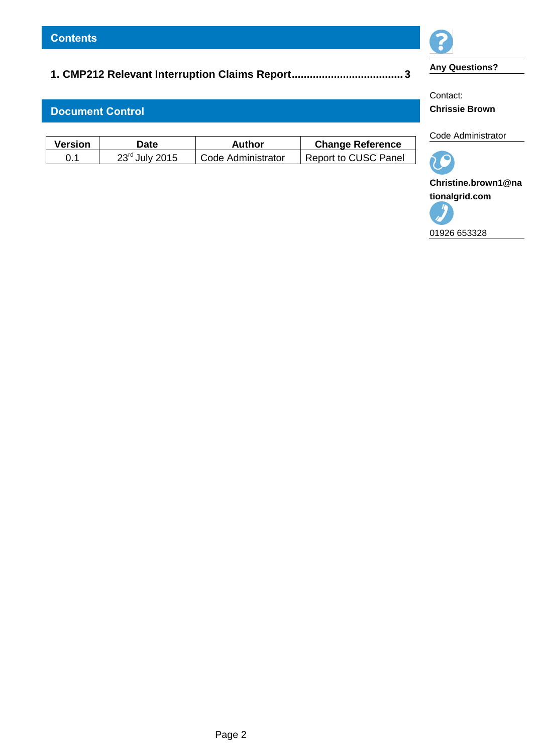## Contents

**1. CMP212 Relevant Interruption Claims Report..................................... 3**

## Document Control

| Version | Date | Author | Change Reference |
|---|---|---|---|
| 0.1 | 23rd July 2015 | Code Administrator | Report to CUSC Panel |

**Any Questions?**

Contact:
**Chrissie Brown**

Code Administrator

**Christine.brown1@nationalgrid.com**

01926 653328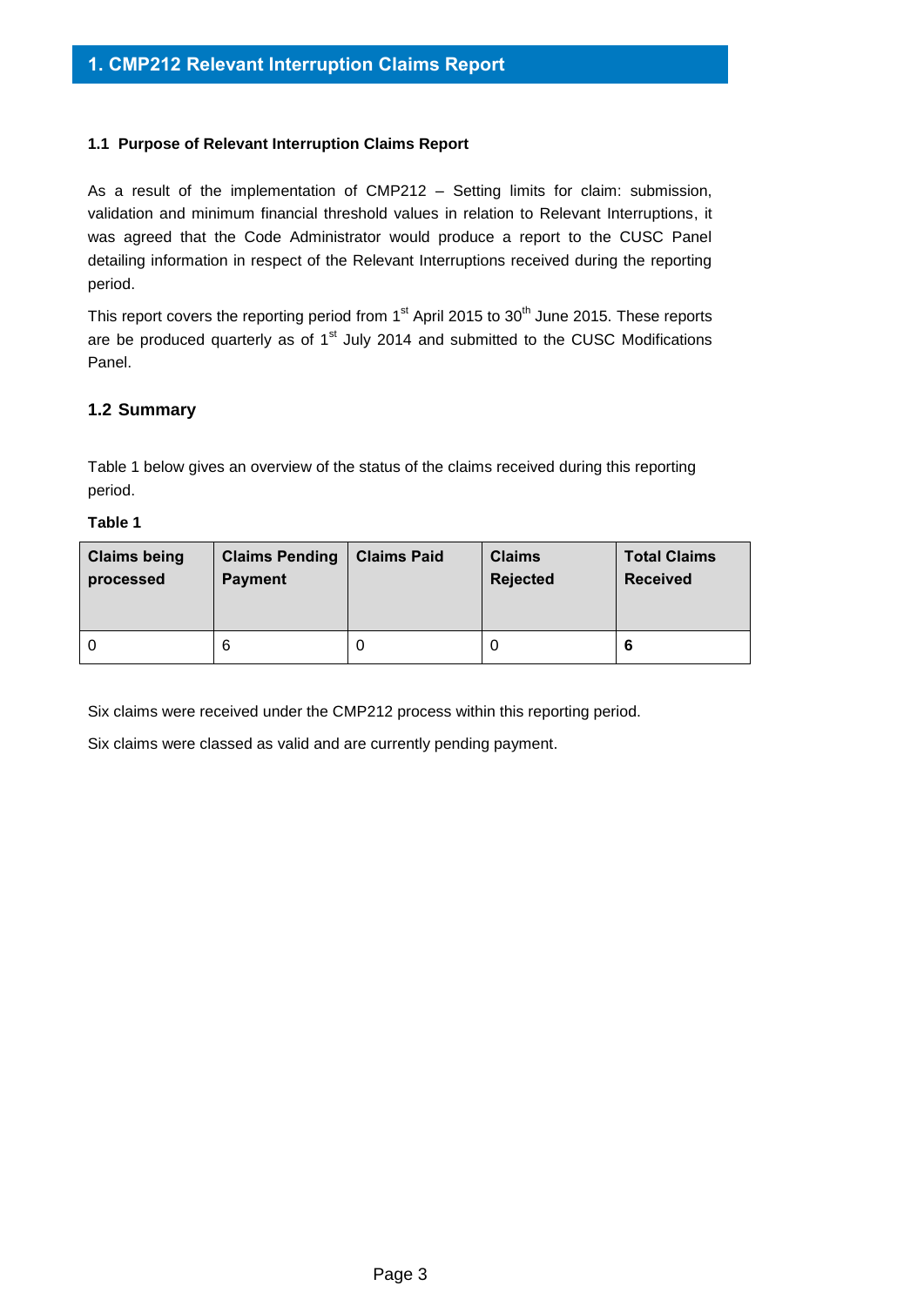# 1. CMP212 Relevant Interruption Claims Report

### 1.1 Purpose of Relevant Interruption Claims Report

As a result of the implementation of CMP212 – Setting limits for claim: submission, validation and minimum financial threshold values in relation to Relevant Interruptions, it was agreed that the Code Administrator would produce a report to the CUSC Panel detailing information in respect of the Relevant Interruptions received during the reporting period.

This report covers the reporting period from 1st April 2015 to 30th June 2015. These reports are be produced quarterly as of 1st July 2014 and submitted to the CUSC Modifications Panel.

## 1.2 Summary

Table 1 below gives an overview of the status of the claims received during this reporting period.

**Table 1**

| Claims being processed | Claims Pending Payment | Claims Paid | Claims Rejected | Total Claims Received |
|---|---|---|---|---|
| 0 | 6 | 0 | 0 | **6** |

Six claims were received under the CMP212 process within this reporting period.

Six claims were classed as valid and are currently pending payment.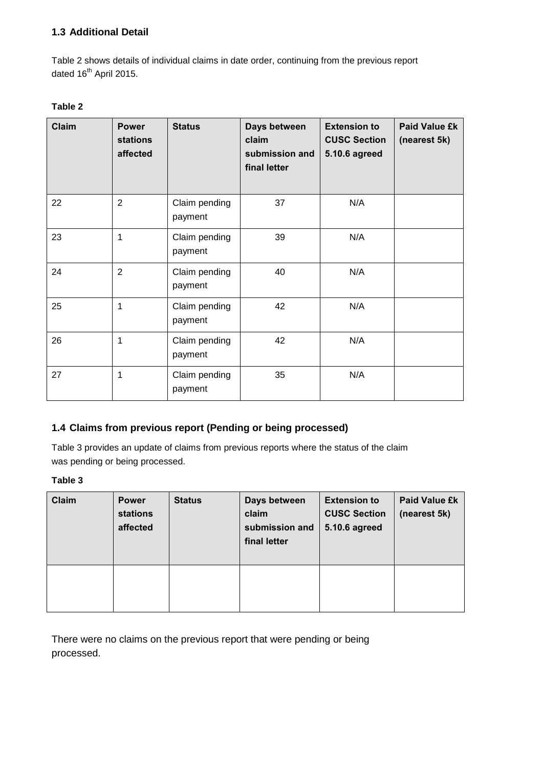### 1.3 Additional Detail

Table 2 shows details of individual claims in date order, continuing from the previous report dated 16th April 2015.

**Table 2**

| Claim | Power stations affected | Status | Days between claim submission and final letter | Extension to CUSC Section 5.10.6 agreed | Paid Value £k (nearest 5k) |
|---|---|---|---|---|---|
| 22 | 2 | Claim pending payment | 37 | N/A | |
| 23 | 1 | Claim pending payment | 39 | N/A | |
| 24 | 2 | Claim pending payment | 40 | N/A | |
| 25 | 1 | Claim pending payment | 42 | N/A | |
| 26 | 1 | Claim pending payment | 42 | N/A | |
| 27 | 1 | Claim pending payment | 35 | N/A | |

### 1.4 Claims from previous report (Pending or being processed)

Table 3 provides an update of claims from previous reports where the status of the claim was pending or being processed.

**Table 3**

| Claim | Power stations affected | Status | Days between claim submission and final letter | Extension to CUSC Section 5.10.6 agreed | Paid Value £k (nearest 5k) |
|---|---|---|---|---|---|
| | | | | | |

There were no claims on the previous report that were pending or being processed.